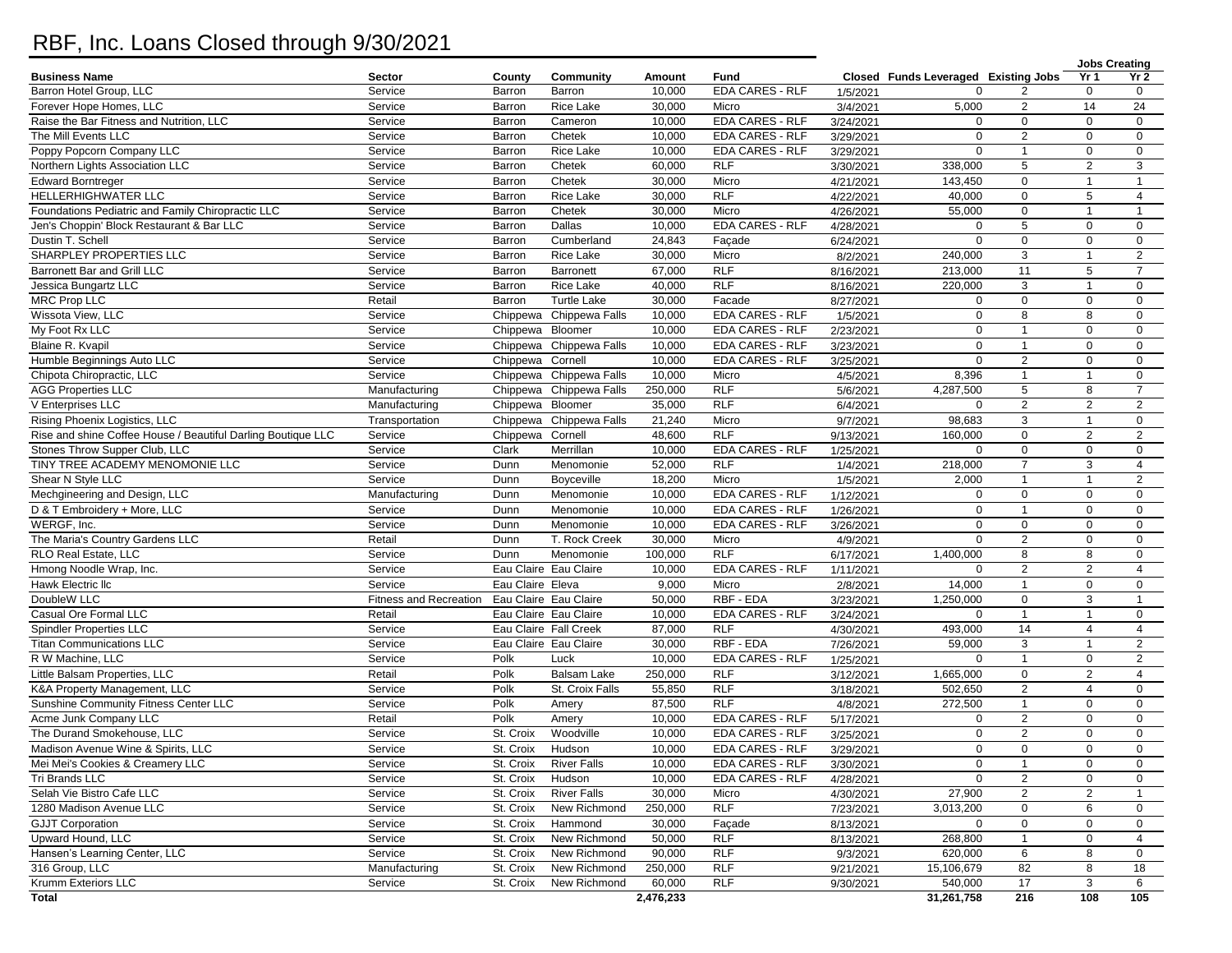# RBF, Inc. Loans Closed through 9/30/2021

| Business Name | Sector | County | Community | Amount | Fund | Closed | Funds Leveraged | Existing Jobs | Jobs Creating Yr 1 | Jobs Creating Yr 2 |
|---|---|---|---|---|---|---|---|---|---|---|
| Barron Hotel Group, LLC | Service | Barron | Barron | 10,000 | EDA CARES - RLF | 1/5/2021 | 0 | 2 | 0 | 0 |
| Forever Hope Homes, LLC | Service | Barron | Rice Lake | 30,000 | Micro | 3/4/2021 | 5,000 | 2 | 14 | 24 |
| Raise the Bar Fitness and Nutrition, LLC | Service | Barron | Cameron | 10,000 | EDA CARES - RLF | 3/24/2021 | 0 | 0 | 0 | 0 |
| The Mill Events LLC | Service | Barron | Chetek | 10,000 | EDA CARES - RLF | 3/29/2021 | 0 | 2 | 0 | 0 |
| Poppy Popcorn Company LLC | Service | Barron | Rice Lake | 10,000 | EDA CARES - RLF | 3/29/2021 | 0 | 1 | 0 | 0 |
| Northern Lights Association LLC | Service | Barron | Chetek | 60,000 | RLF | 3/30/2021 | 338,000 | 5 | 2 | 3 |
| Edward Borntreger | Service | Barron | Chetek | 30,000 | Micro | 4/21/2021 | 143,450 | 0 | 1 | 1 |
| HELLERHIGHWATER LLC | Service | Barron | Rice Lake | 30,000 | RLF | 4/22/2021 | 40,000 | 0 | 5 | 4 |
| Foundations Pediatric and Family Chiropractic LLC | Service | Barron | Chetek | 30,000 | Micro | 4/26/2021 | 55,000 | 0 | 1 | 1 |
| Jen's Choppin' Block Restaurant & Bar LLC | Service | Barron | Dallas | 10,000 | EDA CARES - RLF | 4/28/2021 | 0 | 5 | 0 | 0 |
| Dustin T. Schell | Service | Barron | Cumberland | 24,843 | Façade | 6/24/2021 | 0 | 0 | 0 | 0 |
| SHARPLEY PROPERTIES LLC | Service | Barron | Rice Lake | 30,000 | Micro | 8/2/2021 | 240,000 | 3 | 1 | 2 |
| Barronett Bar and Grill LLC | Service | Barron | Barronett | 67,000 | RLF | 8/16/2021 | 213,000 | 11 | 5 | 7 |
| Jessica Bungartz LLC | Service | Barron | Rice Lake | 40,000 | RLF | 8/16/2021 | 220,000 | 3 | 1 | 0 |
| MRC Prop LLC | Retail | Barron | Turtle Lake | 30,000 | Facade | 8/27/2021 | 0 | 0 | 0 | 0 |
| Wissota View, LLC | Service | Chippewa | Chippewa Falls | 10,000 | EDA CARES - RLF | 1/5/2021 | 0 | 8 | 8 | 0 |
| My Foot Rx LLC | Service | Chippewa | Bloomer | 10,000 | EDA CARES - RLF | 2/23/2021 | 0 | 1 | 0 | 0 |
| Blaine R. Kvapil | Service | Chippewa | Chippewa Falls | 10,000 | EDA CARES - RLF | 3/23/2021 | 0 | 1 | 0 | 0 |
| Humble Beginnings Auto LLC | Service | Chippewa | Cornell | 10,000 | EDA CARES - RLF | 3/25/2021 | 0 | 2 | 0 | 0 |
| Chipota Chiropractic, LLC | Service | Chippewa | Chippewa Falls | 10,000 | Micro | 4/5/2021 | 8,396 | 1 | 1 | 0 |
| AGG Properties LLC | Manufacturing | Chippewa | Chippewa Falls | 250,000 | RLF | 5/6/2021 | 4,287,500 | 5 | 8 | 7 |
| V Enterprises LLC | Manufacturing | Chippewa | Bloomer | 35,000 | RLF | 6/4/2021 | 0 | 2 | 2 | 2 |
| Rising Phoenix Logistics, LLC | Transportation | Chippewa | Chippewa Falls | 21,240 | Micro | 9/7/2021 | 98,683 | 3 | 1 | 0 |
| Rise and shine Coffee House / Beautiful Darling Boutique LLC | Service | Chippewa | Cornell | 48,600 | RLF | 9/13/2021 | 160,000 | 0 | 2 | 2 |
| Stones Throw Supper Club, LLC | Service | Clark | Merrillan | 10,000 | EDA CARES - RLF | 1/25/2021 | 0 | 0 | 0 | 0 |
| TINY TREE ACADEMY MENOMONIE LLC | Service | Dunn | Menomonie | 52,000 | RLF | 1/4/2021 | 218,000 | 7 | 3 | 4 |
| Shear N Style LLC | Service | Dunn | Boyceville | 18,200 | Micro | 1/5/2021 | 2,000 | 1 | 1 | 2 |
| Mechgineering and Design, LLC | Manufacturing | Dunn | Menomonie | 10,000 | EDA CARES - RLF | 1/12/2021 | 0 | 0 | 0 | 0 |
| D & T Embroidery + More, LLC | Service | Dunn | Menomonie | 10,000 | EDA CARES - RLF | 1/26/2021 | 0 | 1 | 0 | 0 |
| WERGF, Inc. | Service | Dunn | Menomonie | 10,000 | EDA CARES - RLF | 3/26/2021 | 0 | 0 | 0 | 0 |
| The Maria's Country Gardens LLC | Retail | Dunn | T. Rock Creek | 30,000 | Micro | 4/9/2021 | 0 | 2 | 0 | 0 |
| RLO Real Estate, LLC | Service | Dunn | Menomonie | 100,000 | RLF | 6/17/2021 | 1,400,000 | 8 | 8 | 0 |
| Hmong Noodle Wrap, Inc. | Service | Eau Claire | Eau Claire | 10,000 | EDA CARES - RLF | 1/11/2021 | 0 | 2 | 2 | 4 |
| Hawk Electric llc | Service | Eau Claire | Eleva | 9,000 | Micro | 2/8/2021 | 14,000 | 1 | 0 | 0 |
| DoubleW LLC | Fitness and Recreation | Eau Claire | Eau Claire | 50,000 | RBF - EDA | 3/23/2021 | 1,250,000 | 0 | 3 | 1 |
| Casual Ore Formal LLC | Retail | Eau Claire | Eau Claire | 10,000 | EDA CARES - RLF | 3/24/2021 | 0 | 1 | 1 | 0 |
| Spindler Properties LLC | Service | Eau Claire | Fall Creek | 87,000 | RLF | 4/30/2021 | 493,000 | 14 | 4 | 4 |
| Titan Communications LLC | Service | Eau Claire | Eau Claire | 30,000 | RBF - EDA | 7/26/2021 | 59,000 | 3 | 1 | 2 |
| R W Machine, LLC | Service | Polk | Luck | 10,000 | EDA CARES - RLF | 1/25/2021 | 0 | 1 | 0 | 2 |
| Little Balsam Properties, LLC | Retail | Polk | Balsam Lake | 250,000 | RLF | 3/12/2021 | 1,665,000 | 0 | 2 | 4 |
| K&A Property Management, LLC | Service | Polk | St. Croix Falls | 55,850 | RLF | 3/18/2021 | 502,650 | 2 | 4 | 0 |
| Sunshine Community Fitness Center LLC | Service | Polk | Amery | 87,500 | RLF | 4/8/2021 | 272,500 | 1 | 0 | 0 |
| Acme Junk Company LLC | Retail | Polk | Amery | 10,000 | EDA CARES - RLF | 5/17/2021 | 0 | 2 | 0 | 0 |
| The Durand Smokehouse, LLC | Service | St. Croix | Woodville | 10,000 | EDA CARES - RLF | 3/25/2021 | 0 | 2 | 0 | 0 |
| Madison Avenue Wine & Spirits, LLC | Service | St. Croix | Hudson | 10,000 | EDA CARES - RLF | 3/29/2021 | 0 | 0 | 0 | 0 |
| Mei Mei's Cookies & Creamery LLC | Service | St. Croix | River Falls | 10,000 | EDA CARES - RLF | 3/30/2021 | 0 | 1 | 0 | 0 |
| Tri Brands LLC | Service | St. Croix | Hudson | 10,000 | EDA CARES - RLF | 4/28/2021 | 0 | 2 | 0 | 0 |
| Selah Vie Bistro Cafe LLC | Service | St. Croix | River Falls | 30,000 | Micro | 4/30/2021 | 27,900 | 2 | 2 | 1 |
| 1280 Madison Avenue LLC | Service | St. Croix | New Richmond | 250,000 | RLF | 7/23/2021 | 3,013,200 | 0 | 6 | 0 |
| GJJT Corporation | Service | St. Croix | Hammond | 30,000 | Façade | 8/13/2021 | 0 | 0 | 0 | 0 |
| Upward Hound, LLC | Service | St. Croix | New Richmond | 50,000 | RLF | 8/13/2021 | 268,800 | 1 | 0 | 4 |
| Hansen's Learning Center, LLC | Service | St. Croix | New Richmond | 90,000 | RLF | 9/3/2021 | 620,000 | 6 | 8 | 0 |
| 316 Group, LLC | Manufacturing | St. Croix | New Richmond | 250,000 | RLF | 9/21/2021 | 15,106,679 | 82 | 8 | 18 |
| Krumm Exteriors LLC | Service | St. Croix | New Richmond | 60,000 | RLF | 9/30/2021 | 540,000 | 17 | 3 | 6 |
| **Total** | | | | **2,476,233** | | | **31,261,758** | **216** | **108** | **105** |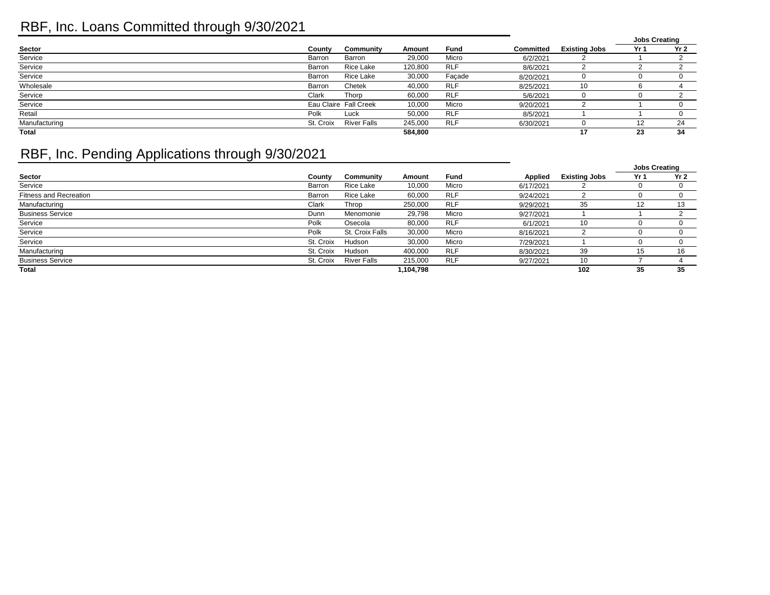# RBF, Inc. Loans Committed through 9/30/2021

| Sector | County | Community | Amount | Fund | Committed | Existing Jobs | Jobs Creating Yr 1 | Jobs Creating Yr 2 |
|---|---|---|---|---|---|---|---|---|
| Service | Barron | Barron | 29,000 | Micro | 6/2/2021 | 2 | 1 | 2 |
| Service | Barron | Rice Lake | 120,800 | RLF | 8/6/2021 | 2 | 2 | 2 |
| Service | Barron | Rice Lake | 30,000 | Façade | 8/20/2021 | 0 | 0 | 0 |
| Wholesale | Barron | Chetek | 40,000 | RLF | 8/25/2021 | 10 | 6 | 4 |
| Service | Clark | Thorp | 60,000 | RLF | 5/6/2021 | 0 | 0 | 2 |
| Service | Eau Claire | Fall Creek | 10,000 | Micro | 9/20/2021 | 2 | 1 | 0 |
| Retail | Polk | Luck | 50,000 | RLF | 8/5/2021 | 1 | 1 | 0 |
| Manufacturing | St. Croix | River Falls | 245,000 | RLF | 6/30/2021 | 0 | 12 | 24 |
| **Total** | | | **584,800** | | | **17** | **23** | **34** |

# RBF, Inc. Pending Applications through 9/30/2021

| Sector | County | Community | Amount | Fund | Applied | Existing Jobs | Jobs Creating Yr 1 | Jobs Creating Yr 2 |
|---|---|---|---|---|---|---|---|---|
| Service | Barron | Rice Lake | 10,000 | Micro | 6/17/2021 | 2 | 0 | 0 |
| Fitness and Recreation | Barron | Rice Lake | 60,000 | RLF | 9/24/2021 | 2 | 0 | 0 |
| Manufacturing | Clark | Throp | 250,000 | RLF | 9/29/2021 | 35 | 12 | 13 |
| Business Service | Dunn | Menomonie | 29,798 | Micro | 9/27/2021 | 1 | 1 | 2 |
| Service | Polk | Osecola | 80,000 | RLF | 6/1/2021 | 10 | 0 | 0 |
| Service | Polk | St. Croix Falls | 30,000 | Micro | 8/16/2021 | 2 | 0 | 0 |
| Service | St. Croix | Hudson | 30,000 | Micro | 7/29/2021 | 1 | 0 | 0 |
| Manufacturing | St. Croix | Hudson | 400,000 | RLF | 8/30/2021 | 39 | 15 | 16 |
| Business Service | St. Croix | River Falls | 215,000 | RLF | 9/27/2021 | 10 | 7 | 4 |
| **Total** | | | **1,104,798** | | | **102** | **35** | **35** |